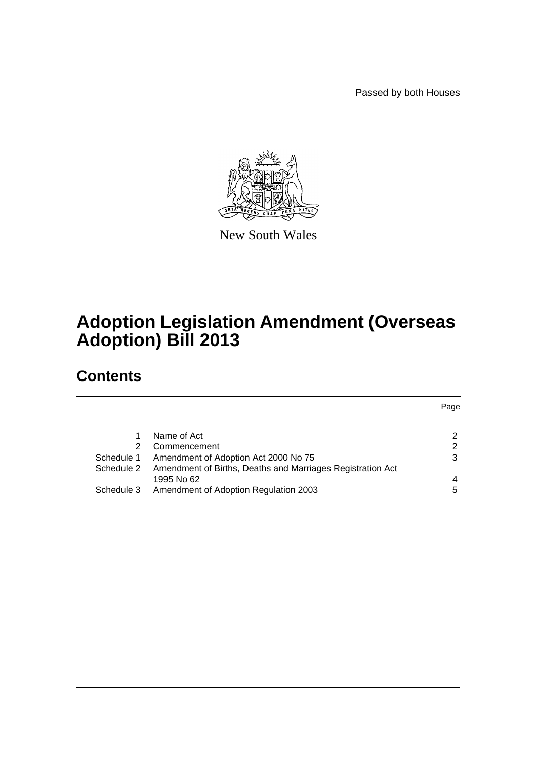Passed by both Houses

New South Wales

# Adoption Legislation Amendment (Overseas Adoption) Bill 2013

## Contents

| | | Page |
|---|---|---|
| 1 | Name of Act | 2 |
| 2 | Commencement | 2 |
| Schedule 1 | Amendment of Adoption Act 2000 No 75 | 3 |
| Schedule 2 | Amendment of Births, Deaths and Marriages Registration Act 1995 No 62 | 4 |
| Schedule 3 | Amendment of Adoption Regulation 2003 | 5 |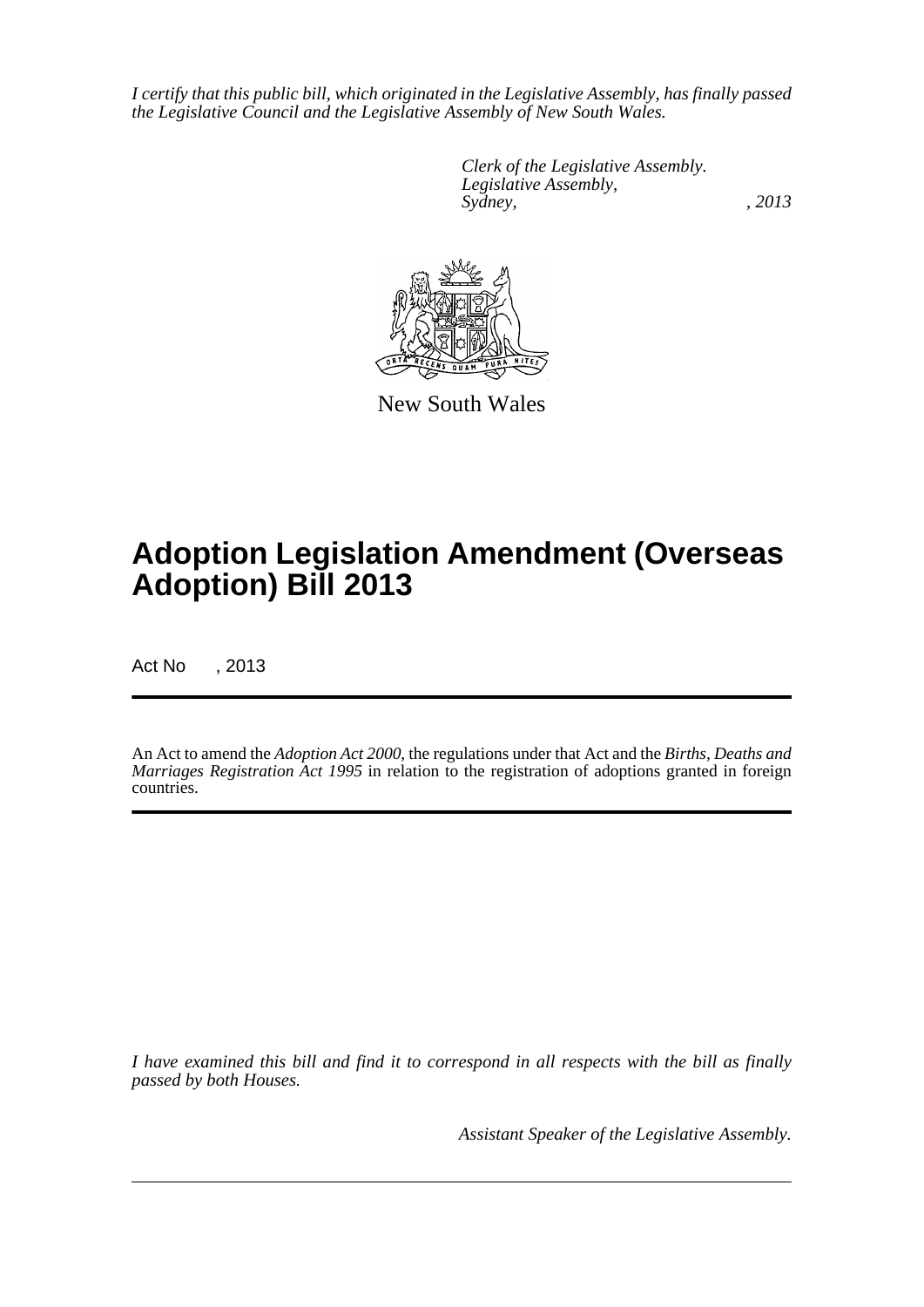*I certify that this public bill, which originated in the Legislative Assembly, has finally passed the Legislative Council and the Legislative Assembly of New South Wales.*

*Clerk of the Legislative Assembly.*
*Legislative Assembly,*
*Sydney, , 2013*

New South Wales

# Adoption Legislation Amendment (Overseas Adoption) Bill 2013

Act No , 2013

An Act to amend the *Adoption Act 2000*, the regulations under that Act and the *Births, Deaths and Marriages Registration Act 1995* in relation to the registration of adoptions granted in foreign countries.

*I have examined this bill and find it to correspond in all respects with the bill as finally passed by both Houses.*

*Assistant Speaker of the Legislative Assembly.*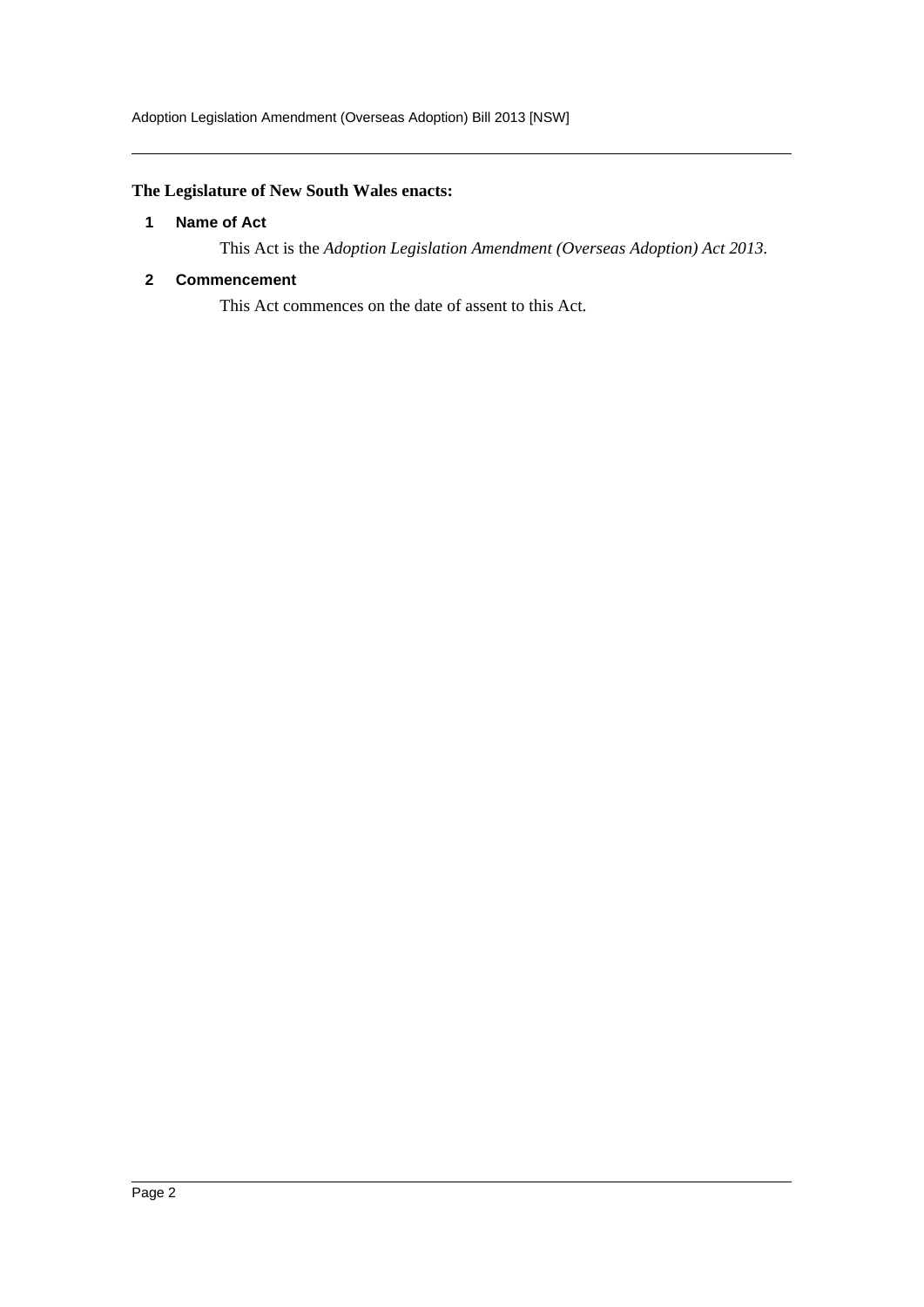**The Legislature of New South Wales enacts:**

**1 Name of Act**

This Act is the *Adoption Legislation Amendment (Overseas Adoption) Act 2013*.

**2 Commencement**

This Act commences on the date of assent to this Act.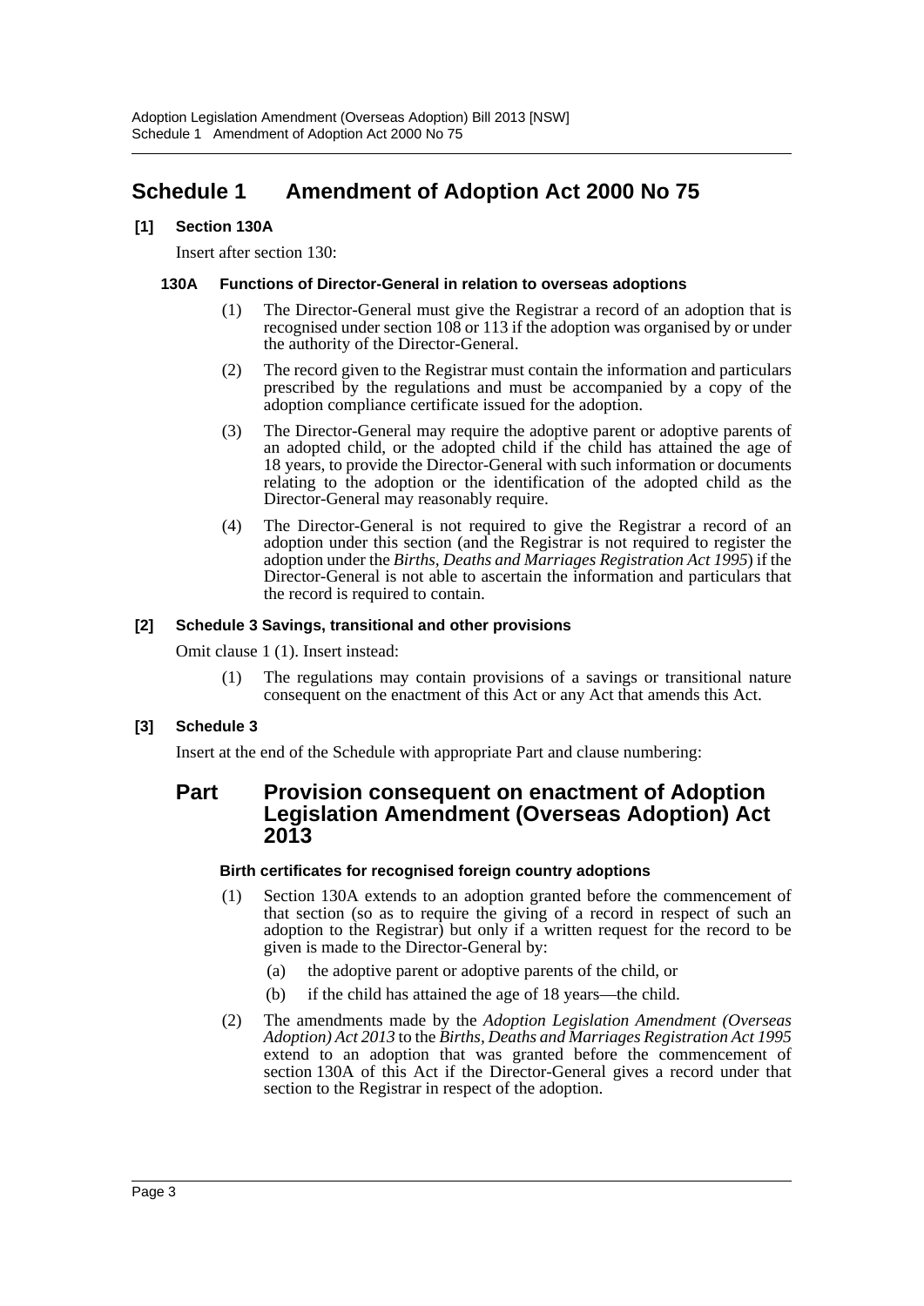# Schedule 1 Amendment of Adoption Act 2000 No 75

**[1] Section 130A**

Insert after section 130:

**130A Functions of Director-General in relation to overseas adoptions**

(1) The Director-General must give the Registrar a record of an adoption that is recognised under section 108 or 113 if the adoption was organised by or under the authority of the Director-General.

(2) The record given to the Registrar must contain the information and particulars prescribed by the regulations and must be accompanied by a copy of the adoption compliance certificate issued for the adoption.

(3) The Director-General may require the adoptive parent or adoptive parents of an adopted child, or the adopted child if the child has attained the age of 18 years, to provide the Director-General with such information or documents relating to the adoption or the identification of the adopted child as the Director-General may reasonably require.

(4) The Director-General is not required to give the Registrar a record of an adoption under this section (and the Registrar is not required to register the adoption under the *Births, Deaths and Marriages Registration Act 1995*) if the Director-General is not able to ascertain the information and particulars that the record is required to contain.

**[2] Schedule 3 Savings, transitional and other provisions**

Omit clause 1 (1). Insert instead:

(1) The regulations may contain provisions of a savings or transitional nature consequent on the enactment of this Act or any Act that amends this Act.

**[3] Schedule 3**

Insert at the end of the Schedule with appropriate Part and clause numbering:

## Part Provision consequent on enactment of Adoption Legislation Amendment (Overseas Adoption) Act 2013

**Birth certificates for recognised foreign country adoptions**

(1) Section 130A extends to an adoption granted before the commencement of that section (so as to require the giving of a record in respect of such an adoption to the Registrar) but only if a written request for the record to be given is made to the Director-General by:

(a) the adoptive parent or adoptive parents of the child, or

(b) if the child has attained the age of 18 years—the child.

(2) The amendments made by the *Adoption Legislation Amendment (Overseas Adoption) Act 2013* to the *Births, Deaths and Marriages Registration Act 1995* extend to an adoption that was granted before the commencement of section 130A of this Act if the Director-General gives a record under that section to the Registrar in respect of the adoption.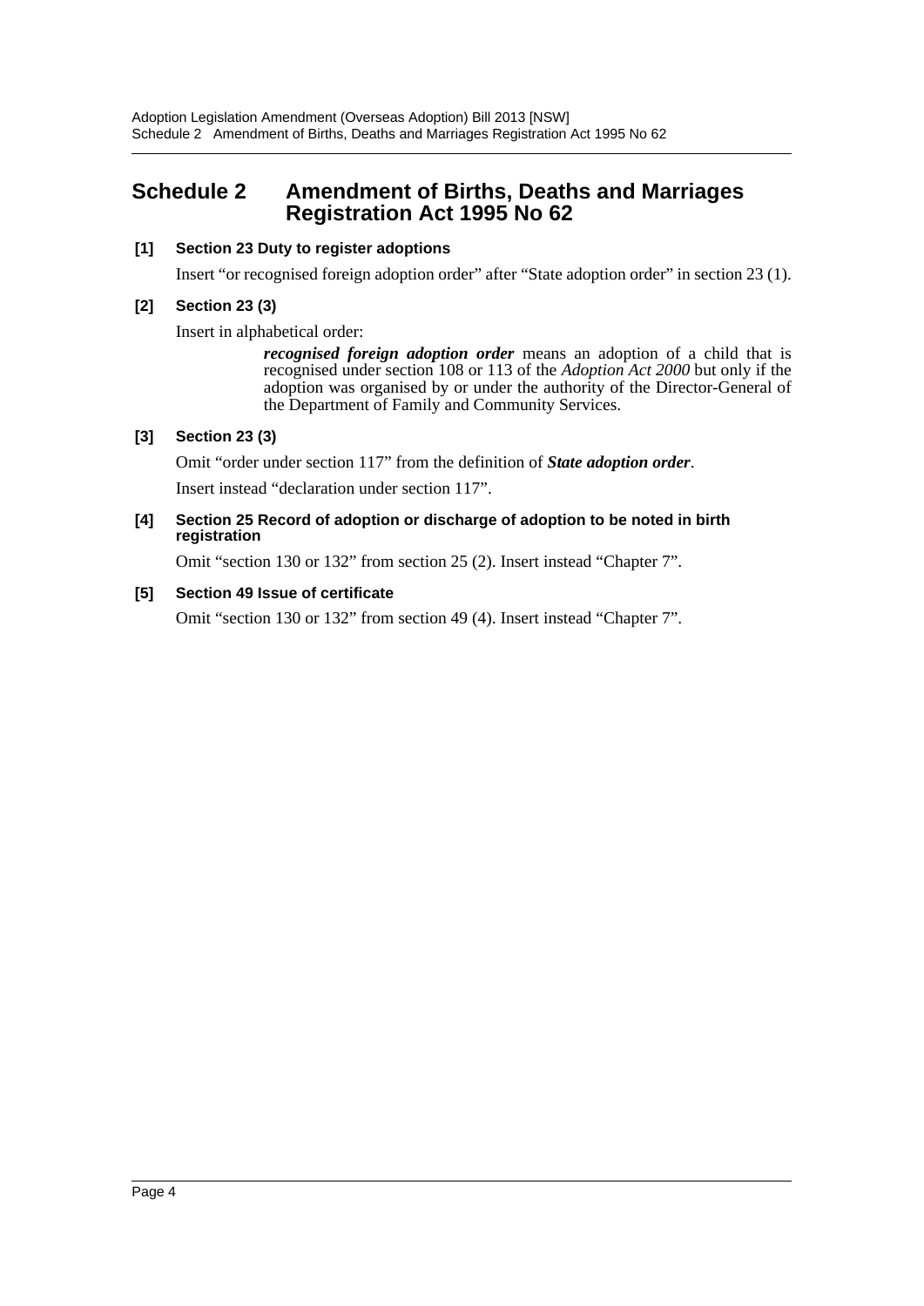## Schedule 2 Amendment of Births, Deaths and Marriages Registration Act 1995 No 62

**[1] Section 23 Duty to register adoptions**

Insert "or recognised foreign adoption order" after "State adoption order" in section 23 (1).

**[2] Section 23 (3)**

Insert in alphabetical order:

> ***recognised foreign adoption order*** means an adoption of a child that is recognised under section 108 or 113 of the *Adoption Act 2000* but only if the adoption was organised by or under the authority of the Director-General of the Department of Family and Community Services.

**[3] Section 23 (3)**

Omit "order under section 117" from the definition of ***State adoption order***.

Insert instead "declaration under section 117".

**[4] Section 25 Record of adoption or discharge of adoption to be noted in birth registration**

Omit "section 130 or 132" from section 25 (2). Insert instead "Chapter 7".

**[5] Section 49 Issue of certificate**

Omit "section 130 or 132" from section 49 (4). Insert instead "Chapter 7".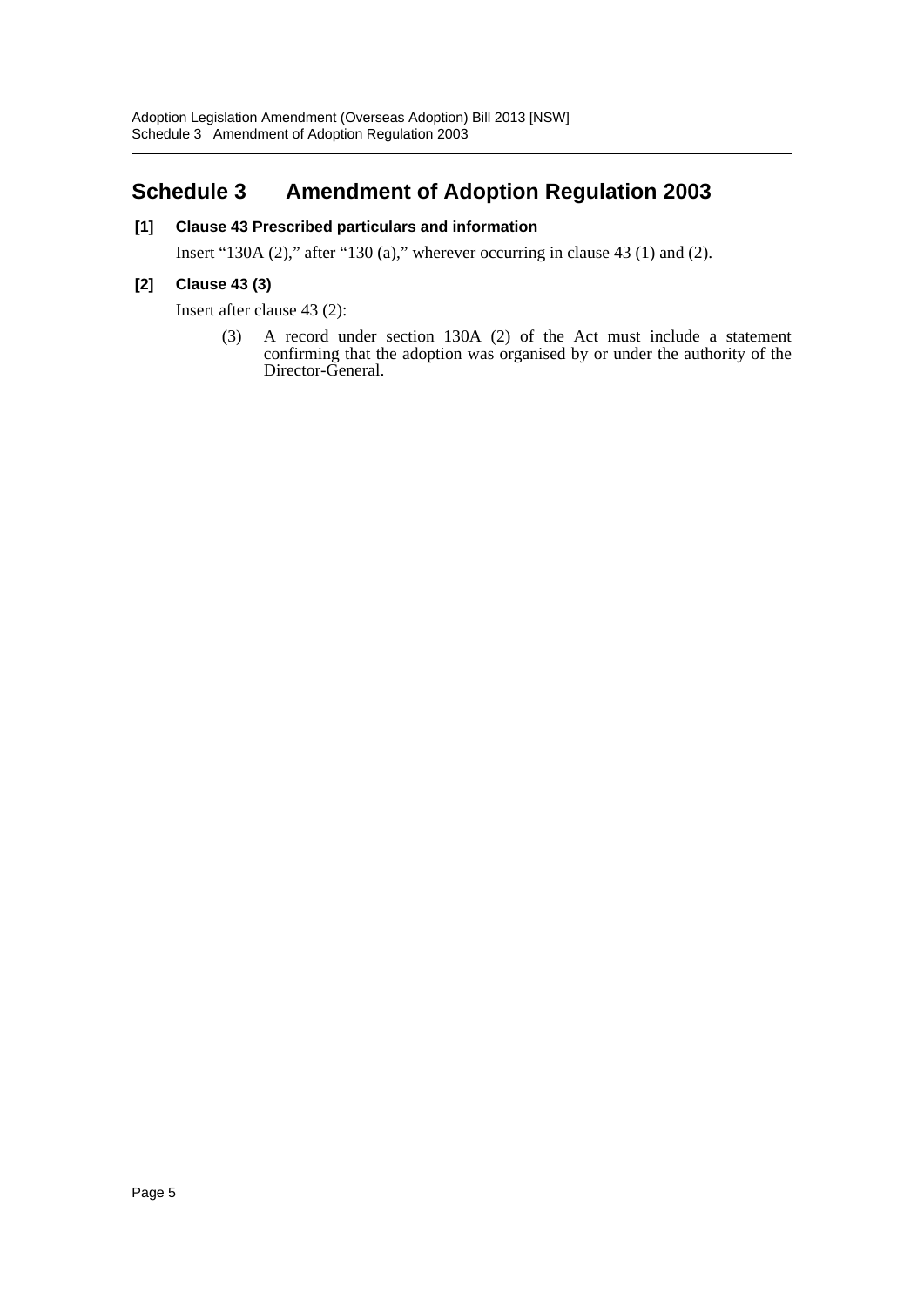# Schedule 3 Amendment of Adoption Regulation 2003

**[1] Clause 43 Prescribed particulars and information**

Insert "130A (2)," after "130 (a)," wherever occurring in clause 43 (1) and (2).

**[2] Clause 43 (3)**

Insert after clause 43 (2):

(3) A record under section 130A (2) of the Act must include a statement confirming that the adoption was organised by or under the authority of the Director-General.